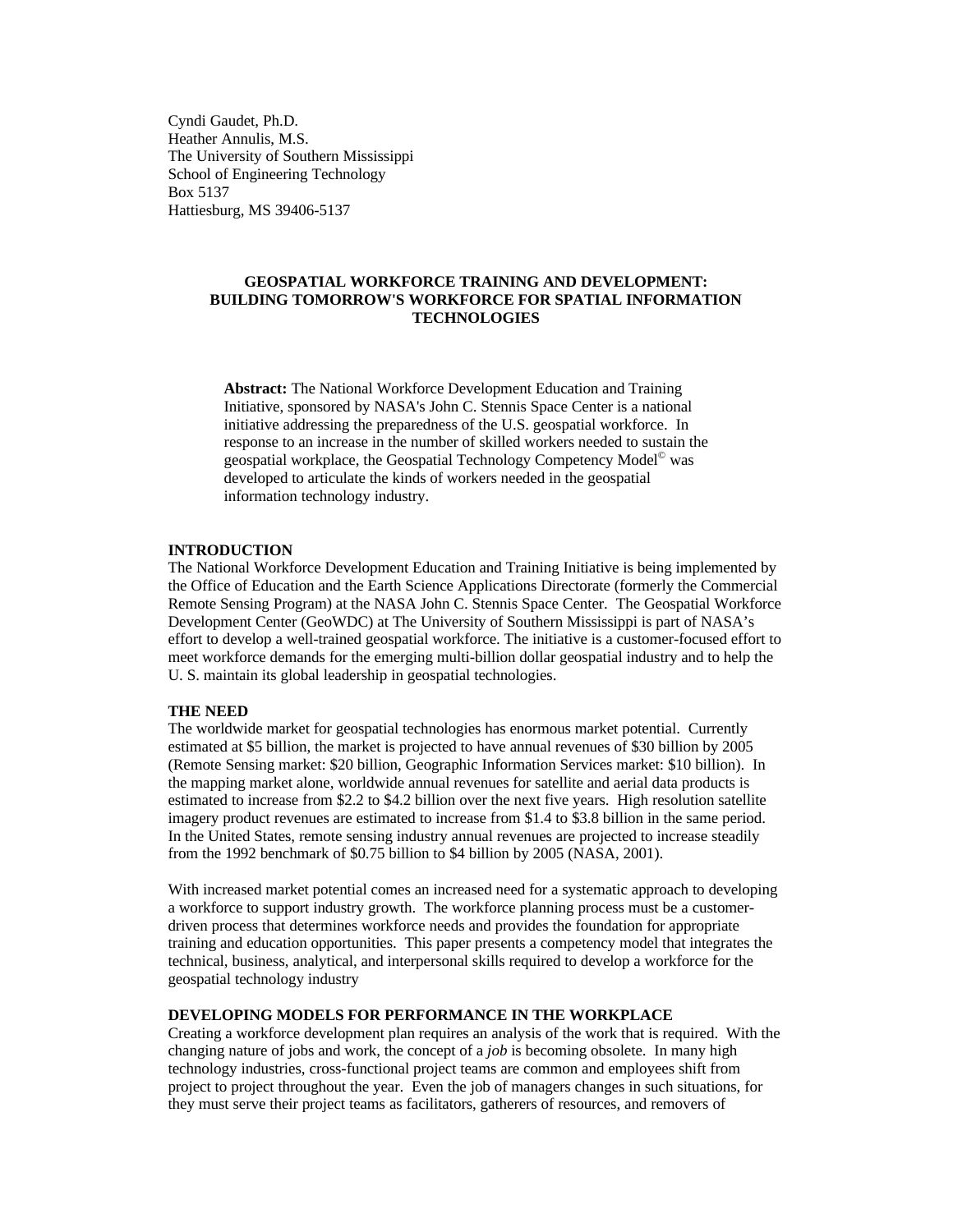Cyndi Gaudet, Ph.D.
Heather Annulis, M.S.
The University of Southern Mississippi
School of Engineering Technology
Box 5137
Hattiesburg, MS 39406-5137

# GEOSPATIAL WORKFORCE TRAINING AND DEVELOPMENT: BUILDING TOMORROW'S WORKFORCE FOR SPATIAL INFORMATION TECHNOLOGIES

**Abstract:** The National Workforce Development Education and Training Initiative, sponsored by NASA's John C. Stennis Space Center is a national initiative addressing the preparedness of the U.S. geospatial workforce. In response to an increase in the number of skilled workers needed to sustain the geospatial workplace, the Geospatial Technology Competency Model© was developed to articulate the kinds of workers needed in the geospatial information technology industry.

## INTRODUCTION

The National Workforce Development Education and Training Initiative is being implemented by the Office of Education and the Earth Science Applications Directorate (formerly the Commercial Remote Sensing Program) at the NASA John C. Stennis Space Center. The Geospatial Workforce Development Center (GeoWDC) at The University of Southern Mississippi is part of NASA's effort to develop a well-trained geospatial workforce. The initiative is a customer-focused effort to meet workforce demands for the emerging multi-billion dollar geospatial industry and to help the U. S. maintain its global leadership in geospatial technologies.

## THE NEED

The worldwide market for geospatial technologies has enormous market potential. Currently estimated at $5 billion, the market is projected to have annual revenues of $30 billion by 2005 (Remote Sensing market: $20 billion, Geographic Information Services market: $10 billion). In the mapping market alone, worldwide annual revenues for satellite and aerial data products is estimated to increase from $2.2 to $4.2 billion over the next five years. High resolution satellite imagery product revenues are estimated to increase from $1.4 to $3.8 billion in the same period. In the United States, remote sensing industry annual revenues are projected to increase steadily from the 1992 benchmark of $0.75 billion to $4 billion by 2005 (NASA, 2001).

With increased market potential comes an increased need for a systematic approach to developing a workforce to support industry growth. The workforce planning process must be a customer-driven process that determines workforce needs and provides the foundation for appropriate training and education opportunities. This paper presents a competency model that integrates the technical, business, analytical, and interpersonal skills required to develop a workforce for the geospatial technology industry

## DEVELOPING MODELS FOR PERFORMANCE IN THE WORKPLACE

Creating a workforce development plan requires an analysis of the work that is required. With the changing nature of jobs and work, the concept of a *job* is becoming obsolete. In many high technology industries, cross-functional project teams are common and employees shift from project to project throughout the year. Even the job of managers changes in such situations, for they must serve their project teams as facilitators, gatherers of resources, and removers of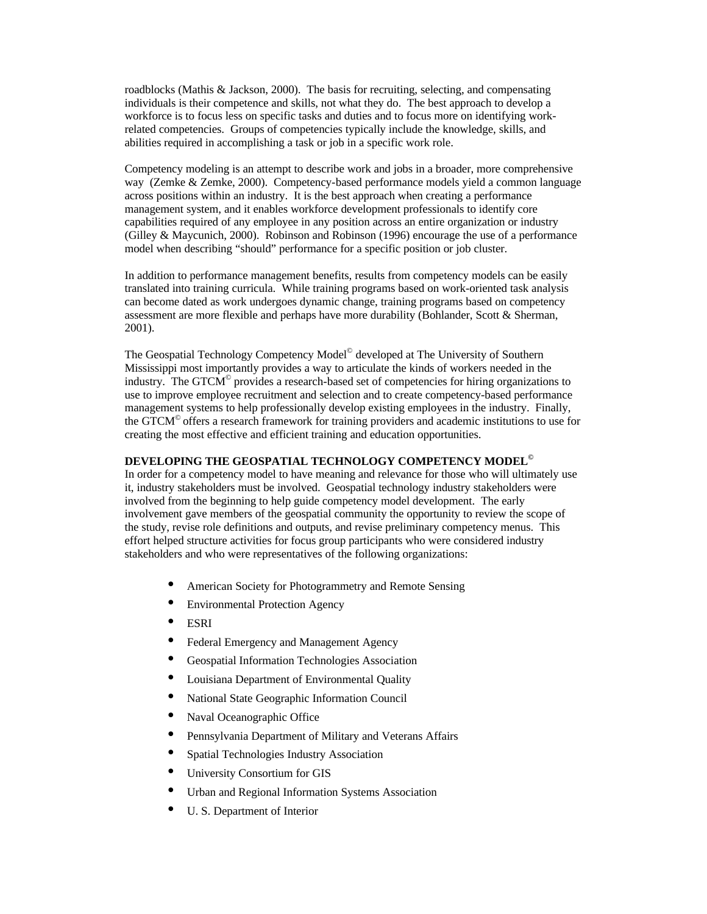roadblocks (Mathis & Jackson, 2000). The basis for recruiting, selecting, and compensating individuals is their competence and skills, not what they do. The best approach to develop a workforce is to focus less on specific tasks and duties and to focus more on identifying work-related competencies. Groups of competencies typically include the knowledge, skills, and abilities required in accomplishing a task or job in a specific work role.

Competency modeling is an attempt to describe work and jobs in a broader, more comprehensive way (Zemke & Zemke, 2000). Competency-based performance models yield a common language across positions within an industry. It is the best approach when creating a performance management system, and it enables workforce development professionals to identify core capabilities required of any employee in any position across an entire organization or industry (Gilley & Maycunich, 2000). Robinson and Robinson (1996) encourage the use of a performance model when describing "should" performance for a specific position or job cluster.

In addition to performance management benefits, results from competency models can be easily translated into training curricula. While training programs based on work-oriented task analysis can become dated as work undergoes dynamic change, training programs based on competency assessment are more flexible and perhaps have more durability (Bohlander, Scott & Sherman, 2001).

The Geospatial Technology Competency Model© developed at The University of Southern Mississippi most importantly provides a way to articulate the kinds of workers needed in the industry. The GTCM© provides a research-based set of competencies for hiring organizations to use to improve employee recruitment and selection and to create competency-based performance management systems to help professionally develop existing employees in the industry. Finally, the GTCM© offers a research framework for training providers and academic institutions to use for creating the most effective and efficient training and education opportunities.

## DEVELOPING THE GEOSPATIAL TECHNOLOGY COMPETENCY MODEL©

In order for a competency model to have meaning and relevance for those who will ultimately use it, industry stakeholders must be involved. Geospatial technology industry stakeholders were involved from the beginning to help guide competency model development. The early involvement gave members of the geospatial community the opportunity to review the scope of the study, revise role definitions and outputs, and revise preliminary competency menus. This effort helped structure activities for focus group participants who were considered industry stakeholders and who were representatives of the following organizations:

- American Society for Photogrammetry and Remote Sensing
- Environmental Protection Agency
- ESRI
- Federal Emergency and Management Agency
- Geospatial Information Technologies Association
- Louisiana Department of Environmental Quality
- National State Geographic Information Council
- Naval Oceanographic Office
- Pennsylvania Department of Military and Veterans Affairs
- Spatial Technologies Industry Association
- University Consortium for GIS
- Urban and Regional Information Systems Association
- U. S. Department of Interior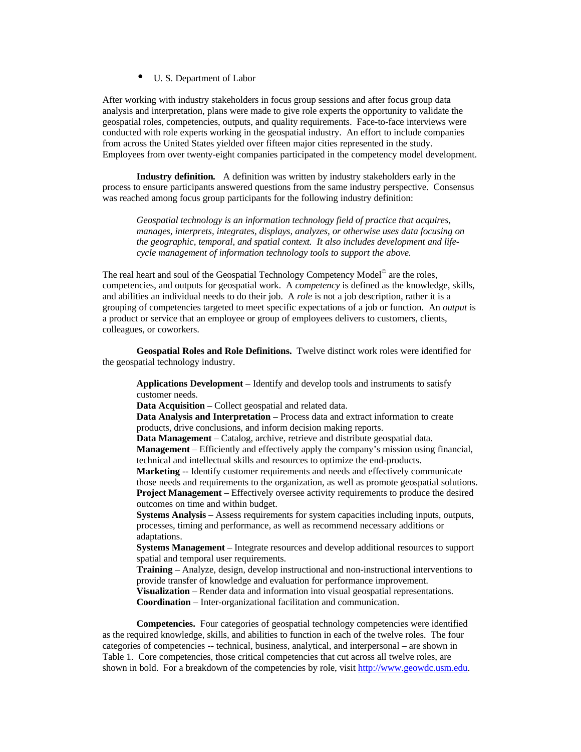- U. S. Department of Labor

After working with industry stakeholders in focus group sessions and after focus group data analysis and interpretation, plans were made to give role experts the opportunity to validate the geospatial roles, competencies, outputs, and quality requirements. Face-to-face interviews were conducted with role experts working in the geospatial industry. An effort to include companies from across the United States yielded over fifteen major cities represented in the study. Employees from over twenty-eight companies participated in the competency model development.

**Industry definition.** A definition was written by industry stakeholders early in the process to ensure participants answered questions from the same industry perspective. Consensus was reached among focus group participants for the following industry definition:

> *Geospatial technology is an information technology field of practice that acquires, manages, interprets, integrates, displays, analyzes, or otherwise uses data focusing on the geographic, temporal, and spatial context. It also includes development and life-cycle management of information technology tools to support the above.*

The real heart and soul of the Geospatial Technology Competency Model© are the roles, competencies, and outputs for geospatial work. A *competency* is defined as the knowledge, skills, and abilities an individual needs to do their job. A *role* is not a job description, rather it is a grouping of competencies targeted to meet specific expectations of a job or function. An *output* is a product or service that an employee or group of employees delivers to customers, clients, colleagues, or coworkers.

**Geospatial Roles and Role Definitions.** Twelve distinct work roles were identified for the geospatial technology industry.

**Applications Development** – Identify and develop tools and instruments to satisfy customer needs.
**Data Acquisition** – Collect geospatial and related data.
**Data Analysis and Interpretation** – Process data and extract information to create products, drive conclusions, and inform decision making reports.
**Data Management** – Catalog, archive, retrieve and distribute geospatial data.
**Management** – Efficiently and effectively apply the company's mission using financial, technical and intellectual skills and resources to optimize the end-products.
**Marketing** -- Identify customer requirements and needs and effectively communicate those needs and requirements to the organization, as well as promote geospatial solutions.
**Project Management** – Effectively oversee activity requirements to produce the desired outcomes on time and within budget.
**Systems Analysis** – Assess requirements for system capacities including inputs, outputs, processes, timing and performance, as well as recommend necessary additions or adaptations.
**Systems Management** – Integrate resources and develop additional resources to support spatial and temporal user requirements.
**Training** – Analyze, design, develop instructional and non-instructional interventions to provide transfer of knowledge and evaluation for performance improvement.
**Visualization** – Render data and information into visual geospatial representations.
**Coordination** – Inter-organizational facilitation and communication.

**Competencies.** Four categories of geospatial technology competencies were identified as the required knowledge, skills, and abilities to function in each of the twelve roles. The four categories of competencies -- technical, business, analytical, and interpersonal – are shown in Table 1. Core competencies, those critical competencies that cut across all twelve roles, are shown in bold. For a breakdown of the competencies by role, visit http://www.geowdc.usm.edu.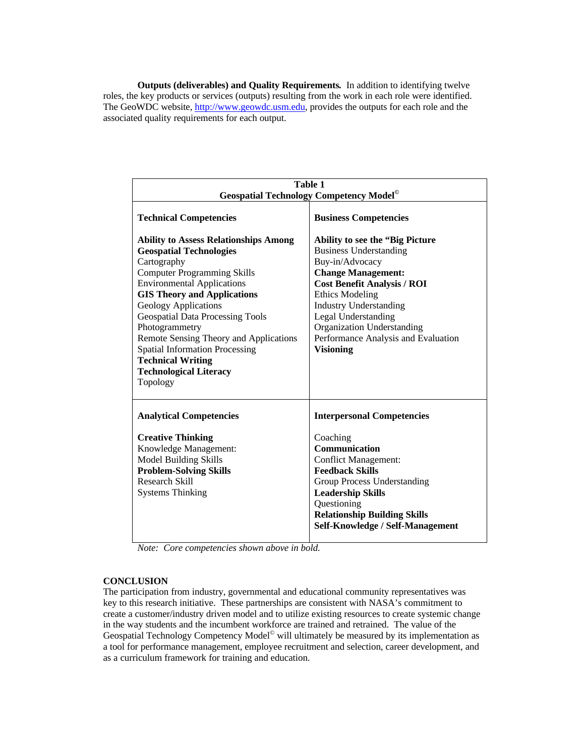**Outputs (deliverables) and Quality Requirements.** In addition to identifying twelve roles, the key products or services (outputs) resulting from the work in each role were identified. The GeoWDC website, http://www.geowdc.usm.edu, provides the outputs for each role and the associated quality requirements for each output.

**Table 1**
**Geospatial Technology Competency Model©**

| **Technical Competencies** | **Business Competencies** |
|---|---|
| **Ability to Assess Relationships Among Geospatial Technologies** | **Ability to see the "Big Picture** |
| Cartography | Business Understanding |
| Computer Programming Skills | Buy-in/Advocacy |
| Environmental Applications | **Change Management:** |
| **GIS Theory and Applications** | **Cost Benefit Analysis / ROI** |
| Geology Applications | Ethics Modeling |
| Geospatial Data Processing Tools | Industry Understanding |
| Photogrammetry | Legal Understanding |
| Remote Sensing Theory and Applications | Organization Understanding |
| Spatial Information Processing | Performance Analysis and Evaluation |
| **Technical Writing** | **Visioning** |
| **Technological Literacy** | |
| Topology | |
| **Analytical Competencies** | **Interpersonal Competencies** |
| **Creative Thinking** | Coaching |
| Knowledge Management: | **Communication** |
| Model Building Skills | Conflict Management: |
| **Problem-Solving Skills** | **Feedback Skills** |
| Research Skill | Group Process Understanding |
| Systems Thinking | **Leadership Skills** |
| | Questioning |
| | **Relationship Building Skills** |
| | **Self-Knowledge / Self-Management** |

*Note: Core competencies shown above in bold.*

## CONCLUSION

The participation from industry, governmental and educational community representatives was key to this research initiative. These partnerships are consistent with NASA's commitment to create a customer/industry driven model and to utilize existing resources to create systemic change in the way students and the incumbent workforce are trained and retrained. The value of the Geospatial Technology Competency Model© will ultimately be measured by its implementation as a tool for performance management, employee recruitment and selection, career development, and as a curriculum framework for training and education.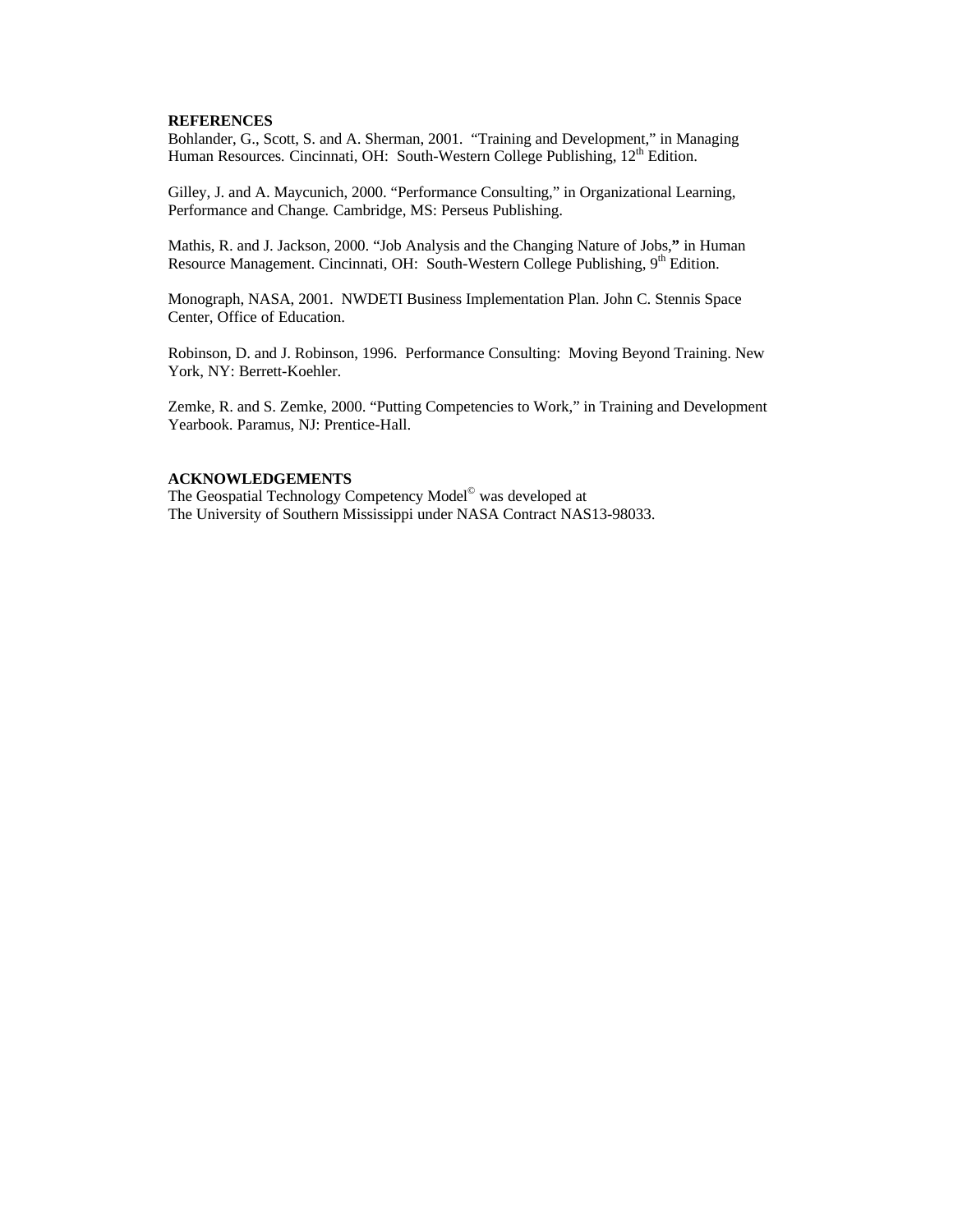## REFERENCES

Bohlander, G., Scott, S. and A. Sherman, 2001. "Training and Development," in Managing Human Resources. Cincinnati, OH: South-Western College Publishing, 12th Edition.

Gilley, J. and A. Maycunich, 2000. "Performance Consulting," in Organizational Learning, Performance and Change. Cambridge, MS: Perseus Publishing.

Mathis, R. and J. Jackson, 2000. "Job Analysis and the Changing Nature of Jobs," in Human Resource Management. Cincinnati, OH: South-Western College Publishing, 9th Edition.

Monograph, NASA, 2001. NWDETI Business Implementation Plan. John C. Stennis Space Center, Office of Education.

Robinson, D. and J. Robinson, 1996. Performance Consulting: Moving Beyond Training. New York, NY: Berrett-Koehler.

Zemke, R. and S. Zemke, 2000. "Putting Competencies to Work," in Training and Development Yearbook. Paramus, NJ: Prentice-Hall.

## ACKNOWLEDGEMENTS

The Geospatial Technology Competency Model© was developed at
The University of Southern Mississippi under NASA Contract NAS13-98033.